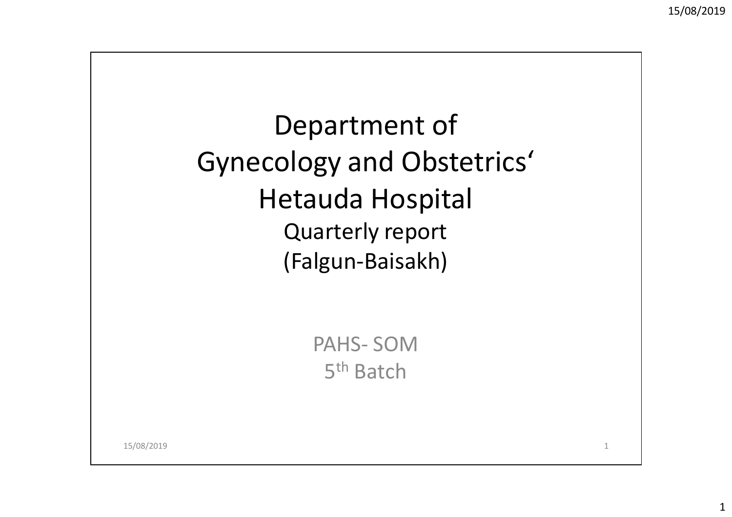# Department of Gynecology and Obstetrics' Hetauda Hospital

Quarterly report

(Falgun-Baisakh)

PAHS- SOM

5th Batch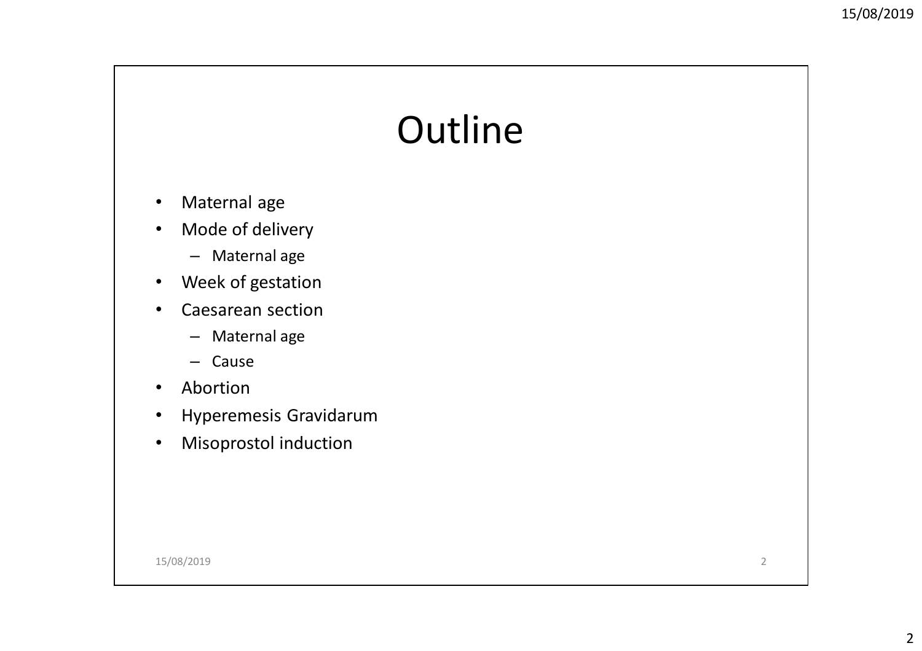# Outline

- Maternal age
- Mode of delivery
  - Maternal age
- Week of gestation
- Caesarean section
  - Maternal age
  - Cause
- Abortion
- Hyperemesis Gravidarum
- Misoprostol induction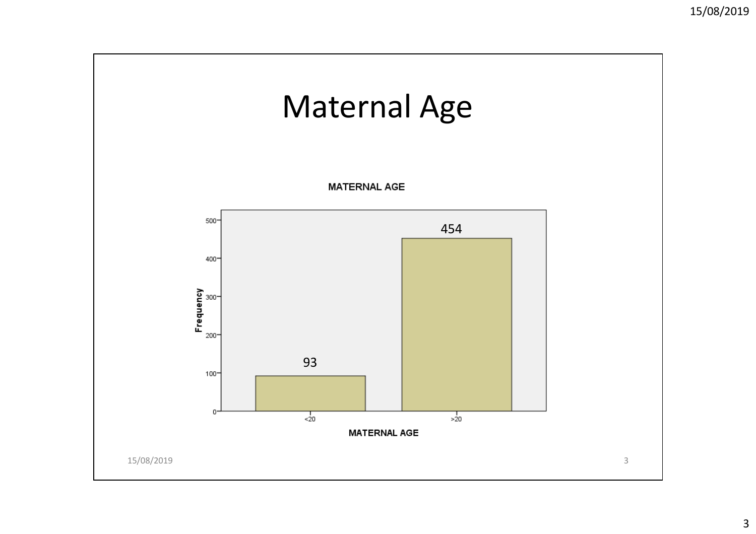# Maternal Age

**MATERNAL AGE**

| MATERNAL AGE | Frequency |
| --- | --- |
| <20 | 93 |
| >20 | 454 |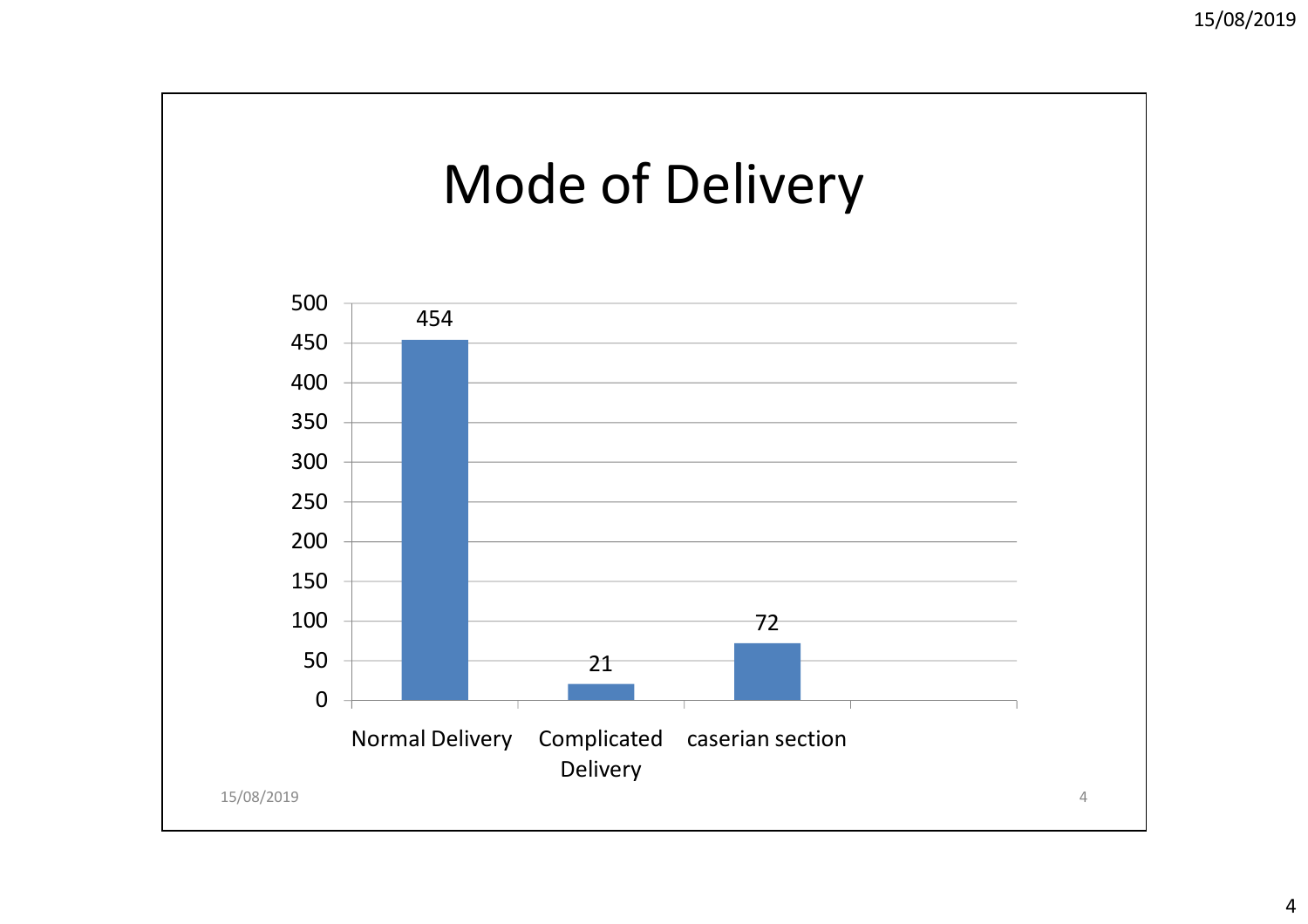# Mode of Delivery

| Mode of Delivery | Count |
|---|---|
| Normal Delivery | 454 |
| Complicated Delivery | 21 |
| caserian section | 72 |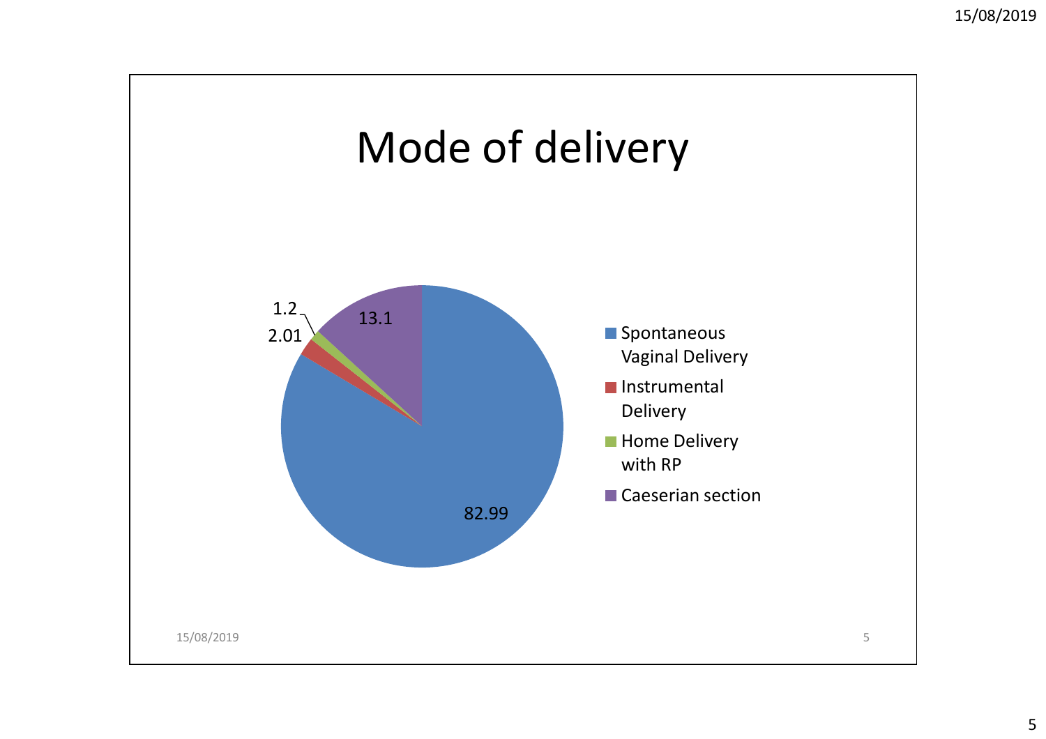# Mode of delivery

| Mode of delivery | Value |
|---|---|
| Spontaneous Vaginal Delivery | 82.99 |
| Instrumental Delivery | 2.01 |
| Home Delivery with RP | 1.2 |
| Caeserian section | 13.1 |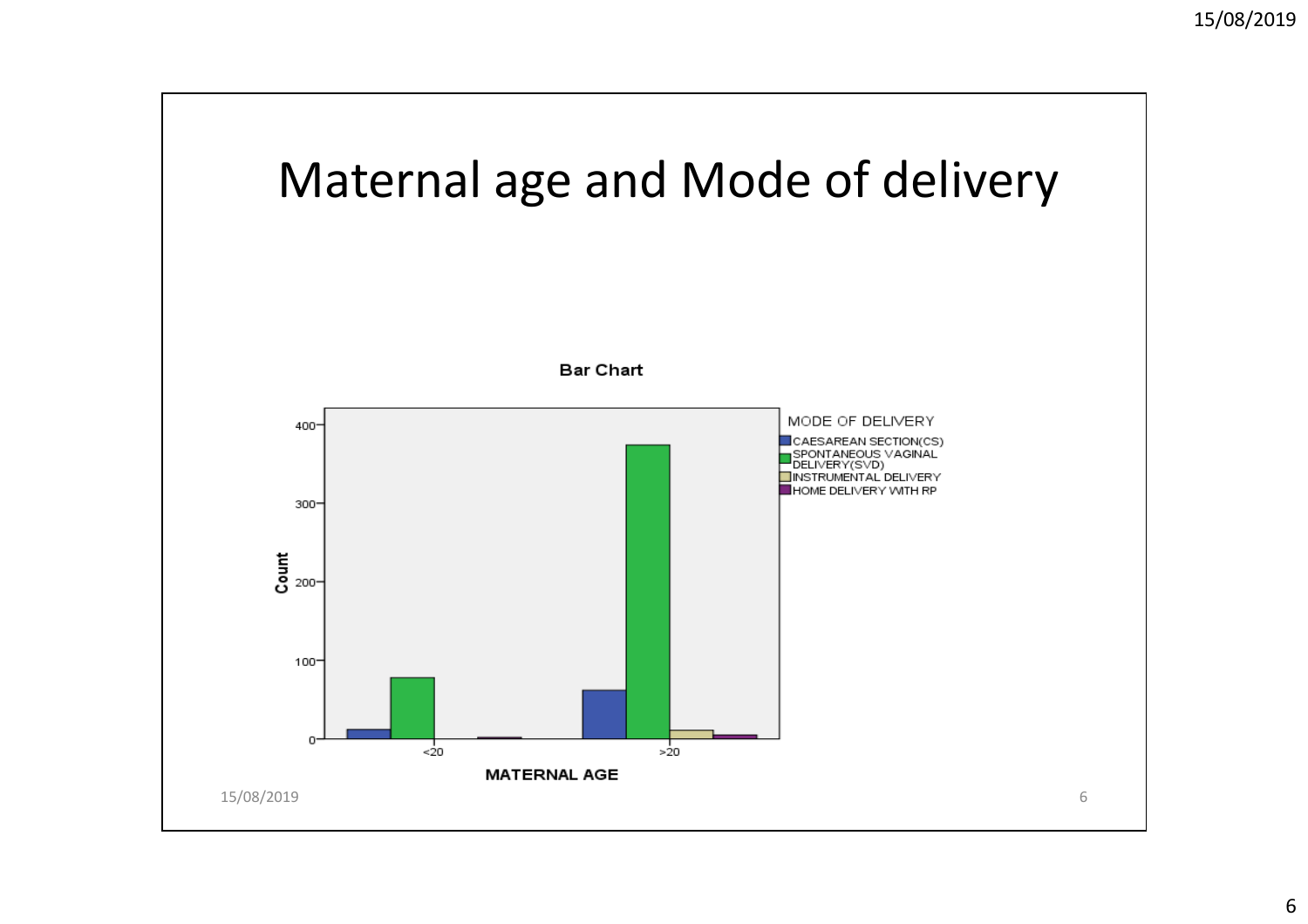# Maternal age and Mode of delivery

**Bar Chart**

MODE OF DELIVERY
- CAESAREAN SECTION(CS)
- SPONTANEOUS VAGINAL DELIVERY(SVD)
- INSTRUMENTAL DELIVERY
- HOME DELIVERY WITH RP

Count: 0, 100, 200, 300, 400

MATERNAL AGE: <20, >20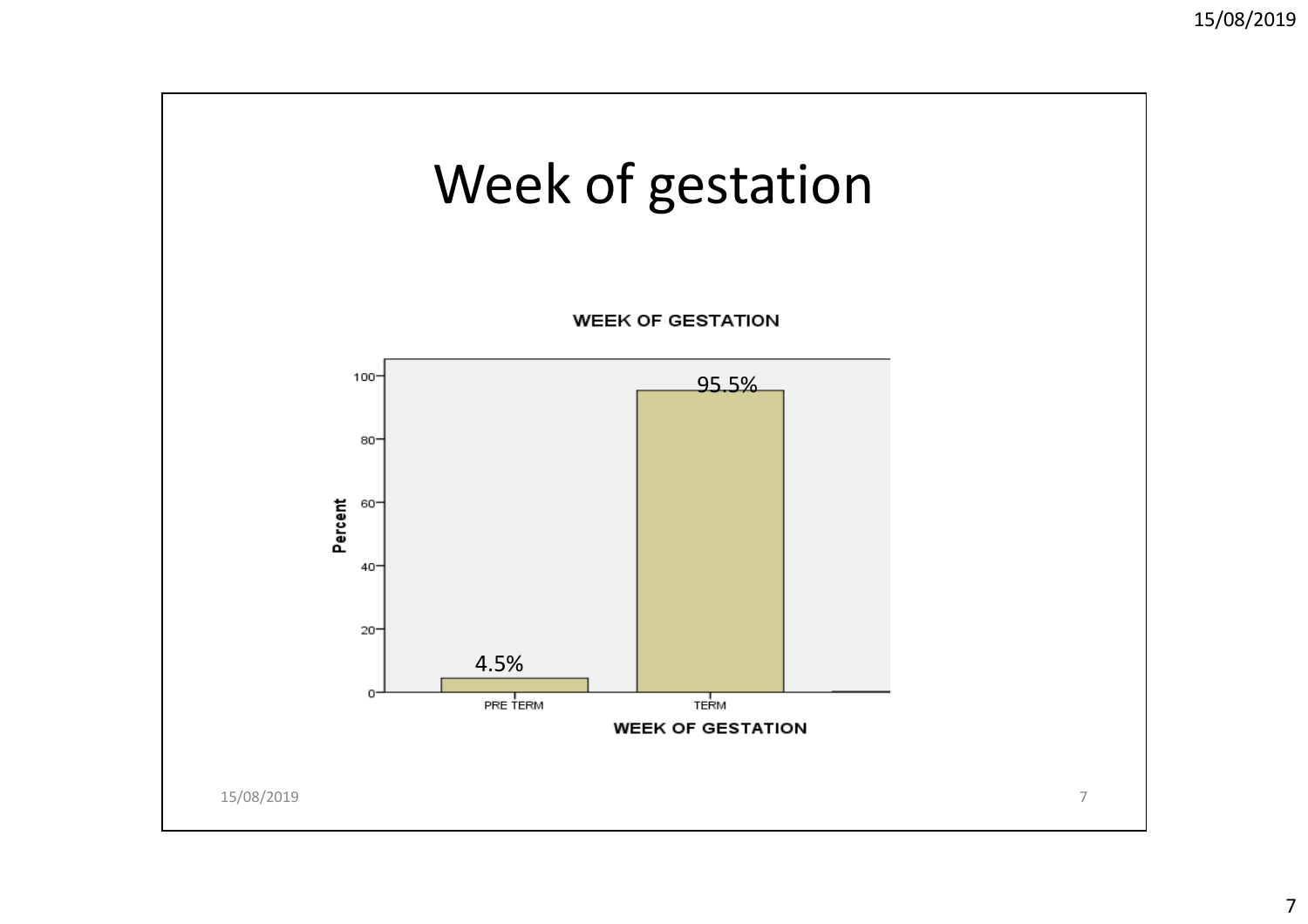# Week of gestation

**WEEK OF GESTATION**

| WEEK OF GESTATION | Percent |
|---|---|
| PRE TERM | 4.5% |
| TERM | 95.5% |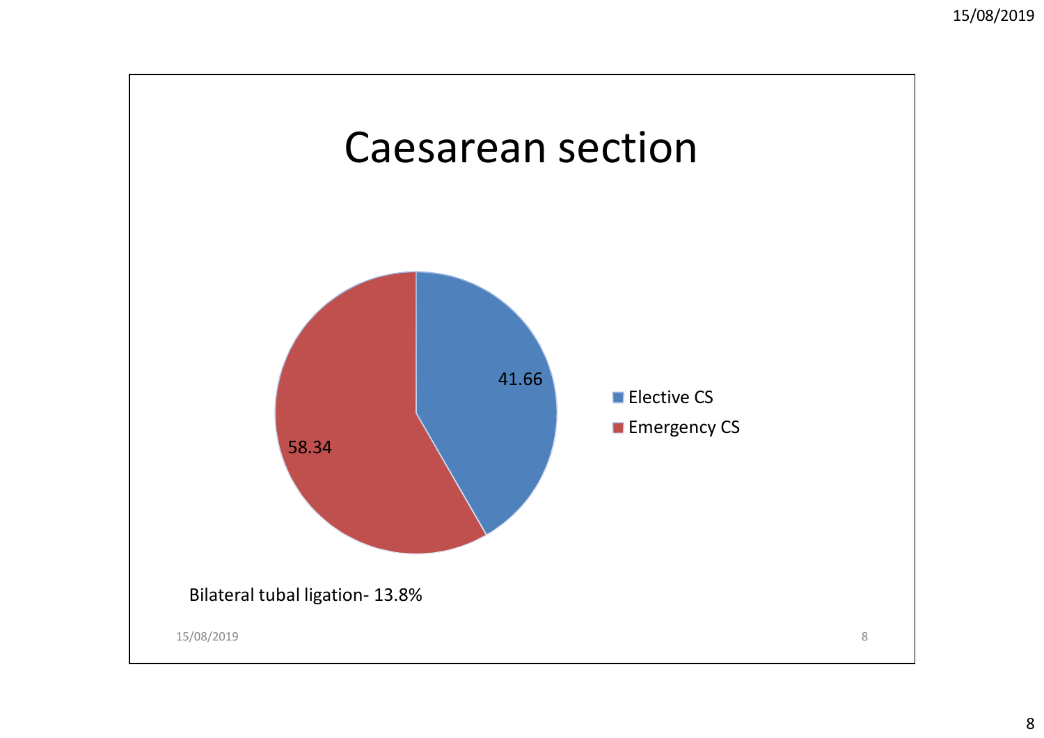# Caesarean section

- Elective CS: 41.66
- Emergency CS: 58.34

Bilateral tubal ligation- 13.8%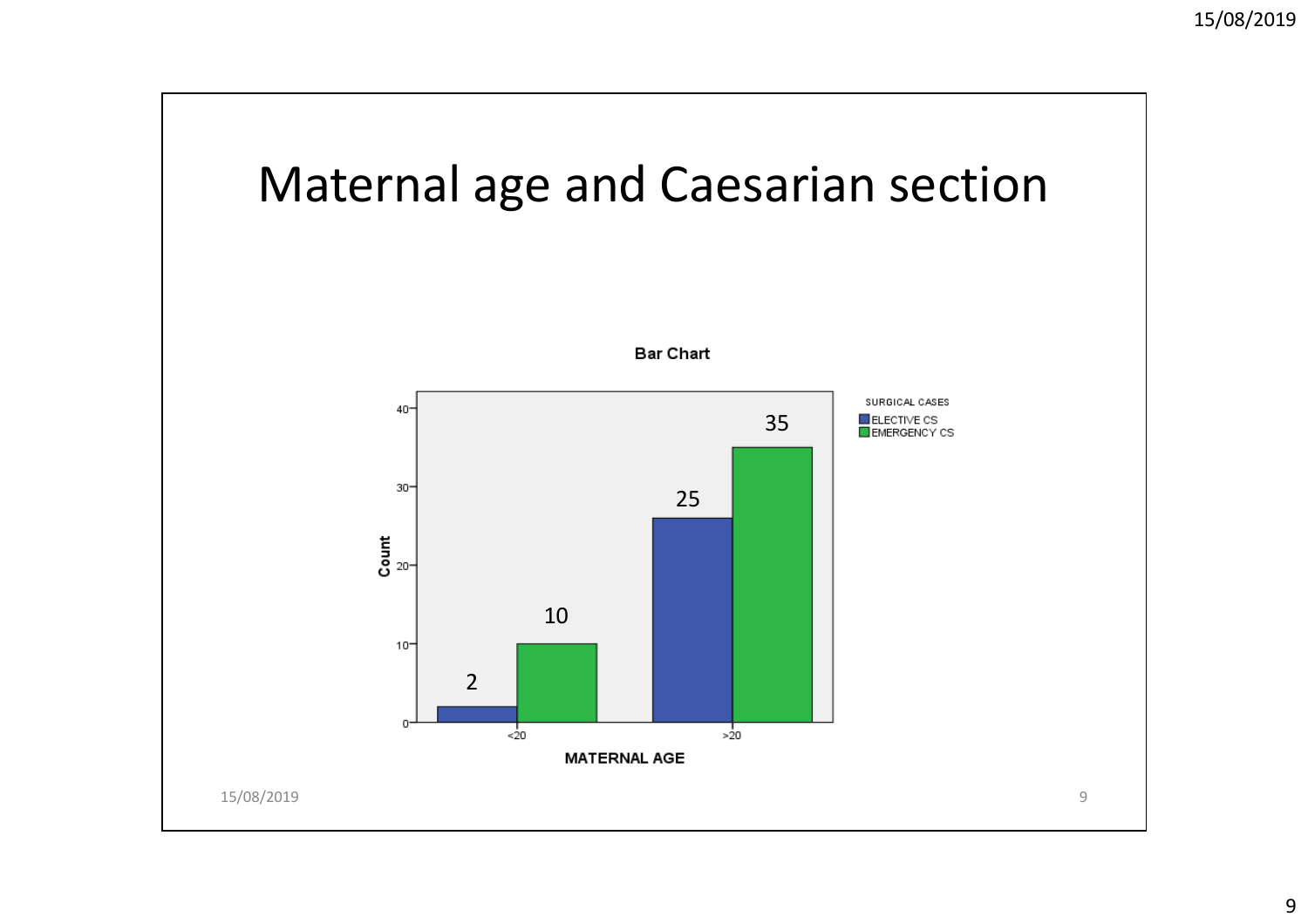# Maternal age and Caesarian section

**Bar Chart**

SURGICAL CASES
- ELECTIVE CS
- EMERGENCY CS

| MATERNAL AGE | ELECTIVE CS | EMERGENCY CS |
|---|---|---|
| <20 | 2 | 10 |
| >20 | 25 | 35 |

Count

**MATERNAL AGE**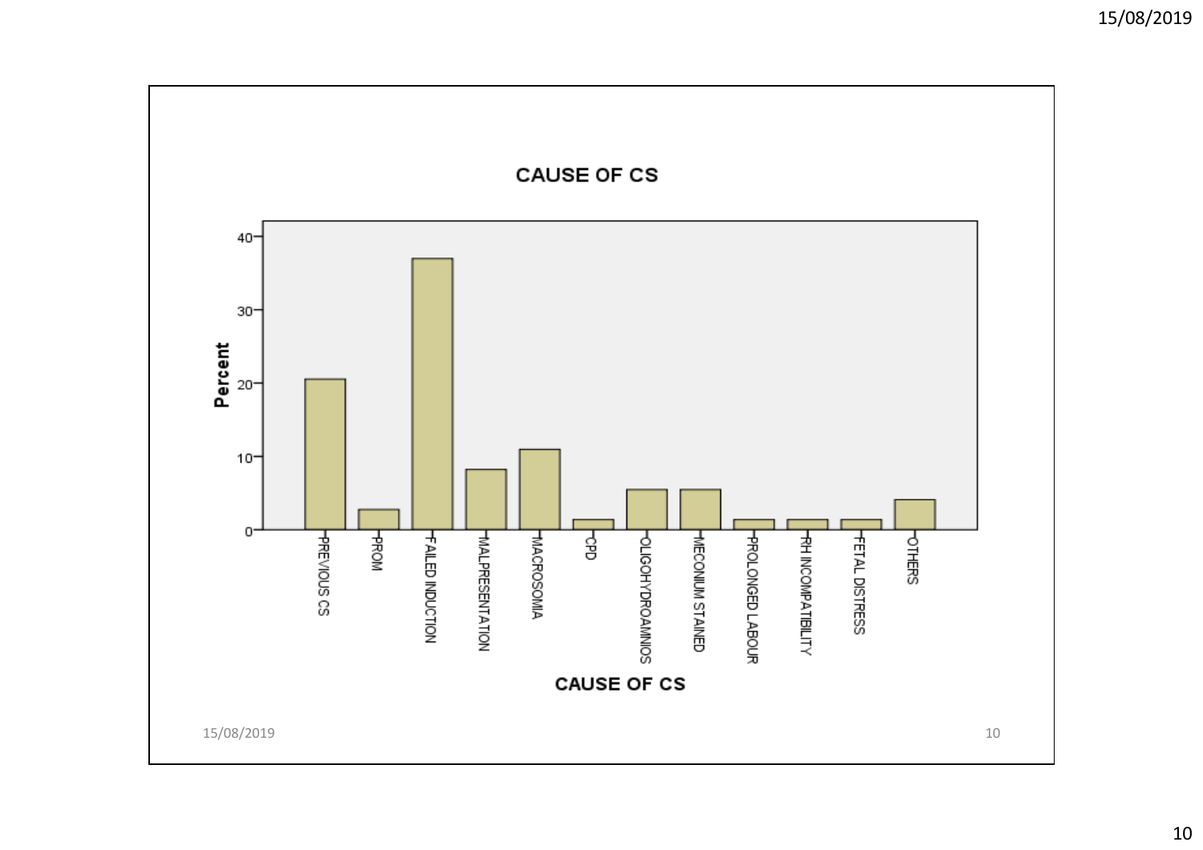# CAUSE OF CS

Percent

40
30
20
10
0

PREVIOUS CS
PROM
FAILED INDUCTION
MALPRESENTATION
MACROSOMIA
CPD
OLIGOHYDROAMNIOS
MECONIUM STAINED
PROLONGED LABOUR
RH INCOMPATIBILITY
FETAL DISTRESS
OTHERS

CAUSE OF CS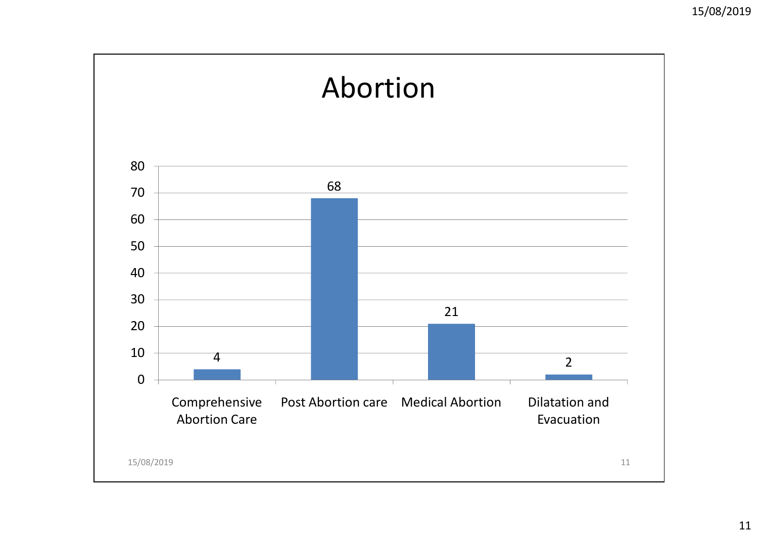# Abortion

| Category | Value |
|---|---|
| Comprehensive Abortion Care | 4 |
| Post Abortion care | 68 |
| Medical Abortion | 21 |
| Dilatation and Evacuation | 2 |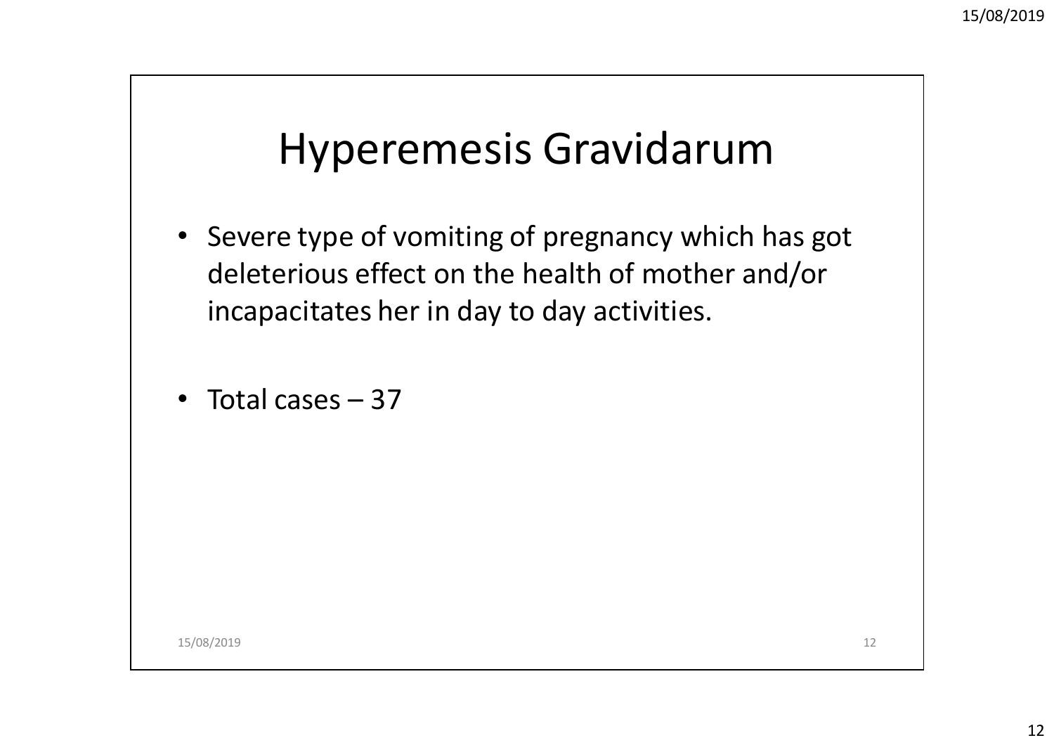# Hyperemesis Gravidarum

- Severe type of vomiting of pregnancy which has got deleterious effect on the health of mother and/or incapacitates her in day to day activities.
- Total cases – 37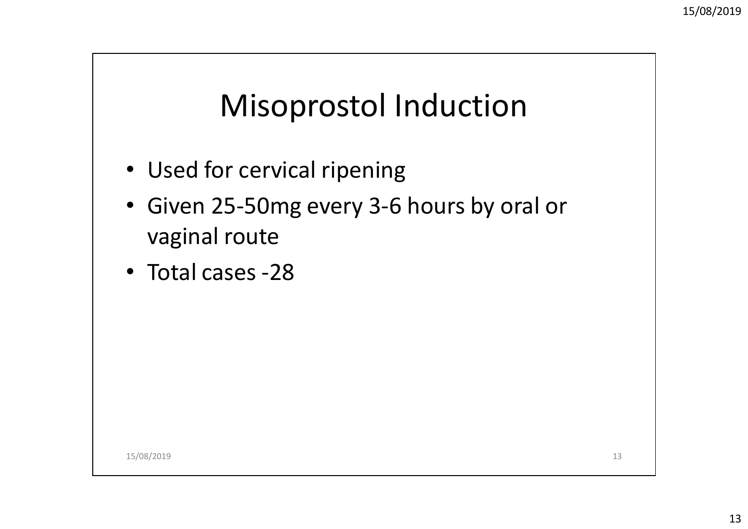# Misoprostol Induction

- Used for cervical ripening
- Given 25-50mg every 3-6 hours by oral or vaginal route
- Total cases -28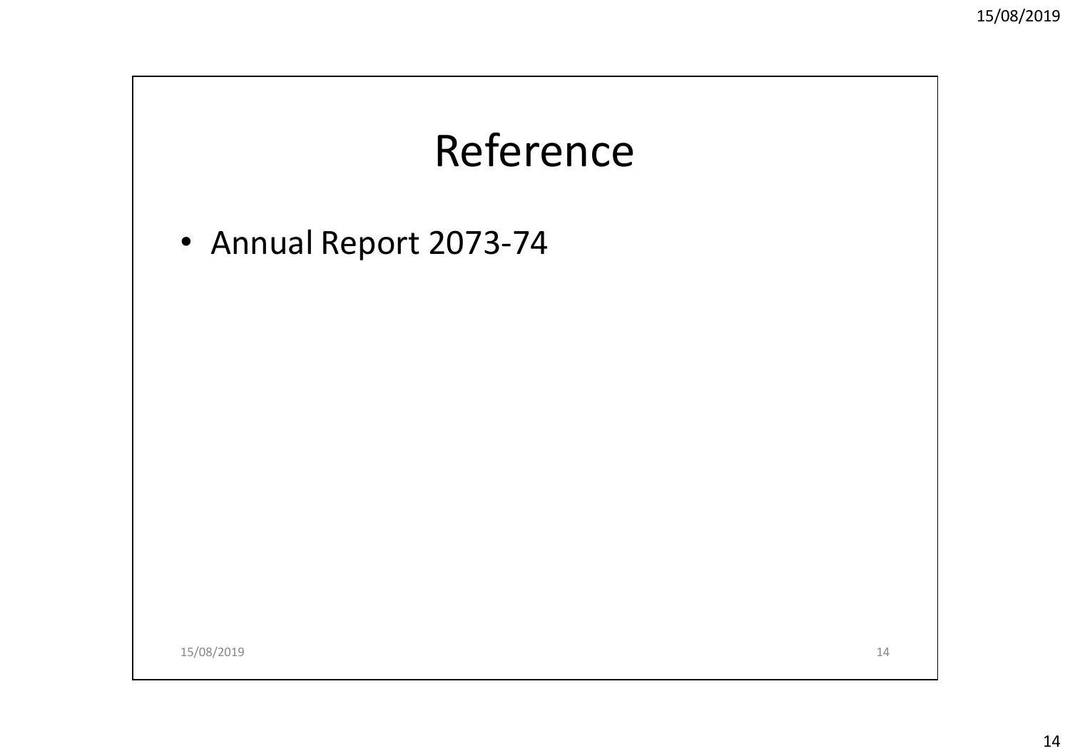# Reference

- Annual Report 2073-74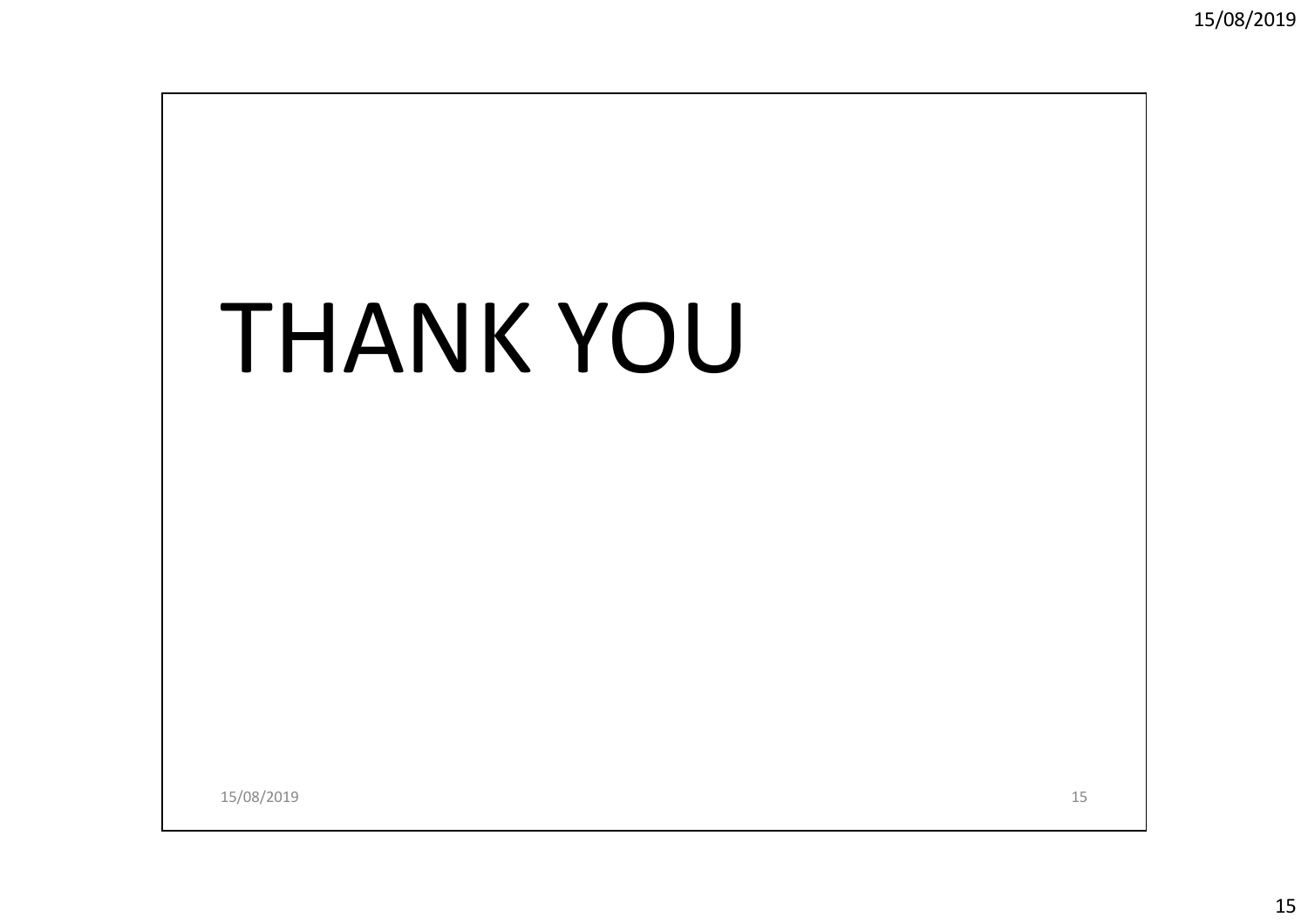# THANK YOU